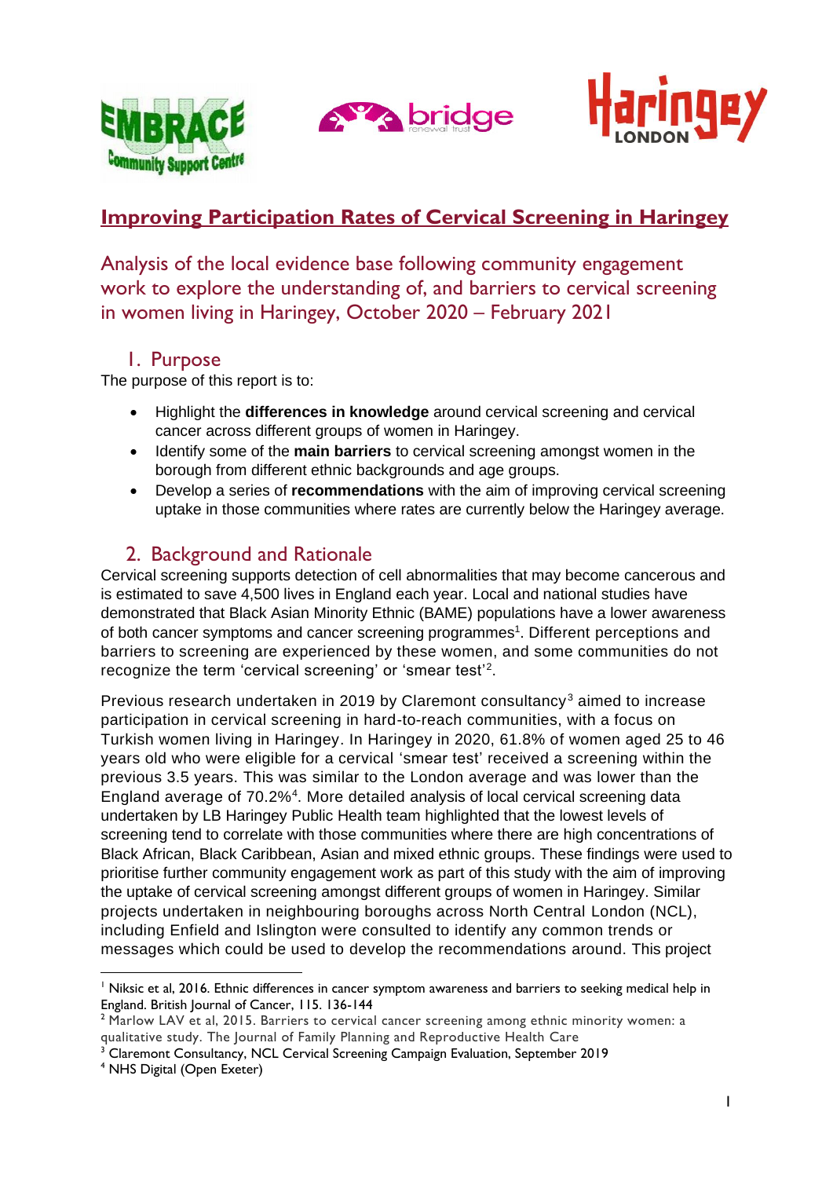# Improving Participation Rates of Cervical Screening in Haringey

## Analysis of the local evidence base following community engagement work to explore the understanding of, and barriers to cervical screening in women living in Haringey, October 2020 – February 2021

### 1. Purpose

The purpose of this report is to:

- Highlight the **differences in knowledge** around cervical screening and cervical cancer across different groups of women in Haringey.
- Identify some of the **main barriers** to cervical screening amongst women in the borough from different ethnic backgrounds and age groups.
- Develop a series of **recommendations** with the aim of improving cervical screening uptake in those communities where rates are currently below the Haringey average.

### 2. Background and Rationale

Cervical screening supports detection of cell abnormalities that may become cancerous and is estimated to save 4,500 lives in England each year. Local and national studies have demonstrated that Black Asian Minority Ethnic (BAME) populations have a lower awareness of both cancer symptoms and cancer screening programmes[1]. Different perceptions and barriers to screening are experienced by these women, and some communities do not recognize the term 'cervical screening' or 'smear test'[2].

Previous research undertaken in 2019 by Claremont consultancy[3] aimed to increase participation in cervical screening in hard-to-reach communities, with a focus on Turkish women living in Haringey. In Haringey in 2020, 61.8% of women aged 25 to 46 years old who were eligible for a cervical 'smear test' received a screening within the previous 3.5 years. This was similar to the London average and was lower than the England average of 70.2%[4]. More detailed analysis of local cervical screening data undertaken by LB Haringey Public Health team highlighted that the lowest levels of screening tend to correlate with those communities where there are high concentrations of Black African, Black Caribbean, Asian and mixed ethnic groups. These findings were used to prioritise further community engagement work as part of this study with the aim of improving the uptake of cervical screening amongst different groups of women in Haringey. Similar projects undertaken in neighbouring boroughs across North Central London (NCL), including Enfield and Islington were consulted to identify any common trends or messages which could be used to develop the recommendations around. This project

---

[1] Niksic et al, 2016. Ethnic differences in cancer symptom awareness and barriers to seeking medical help in England. British Journal of Cancer, 115. 136-144

[2] Marlow LAV et al, 2015. Barriers to cervical cancer screening among ethnic minority women: a qualitative study. The Journal of Family Planning and Reproductive Health Care

[3] Claremont Consultancy, NCL Cervical Screening Campaign Evaluation, September 2019

[4] NHS Digital (Open Exeter)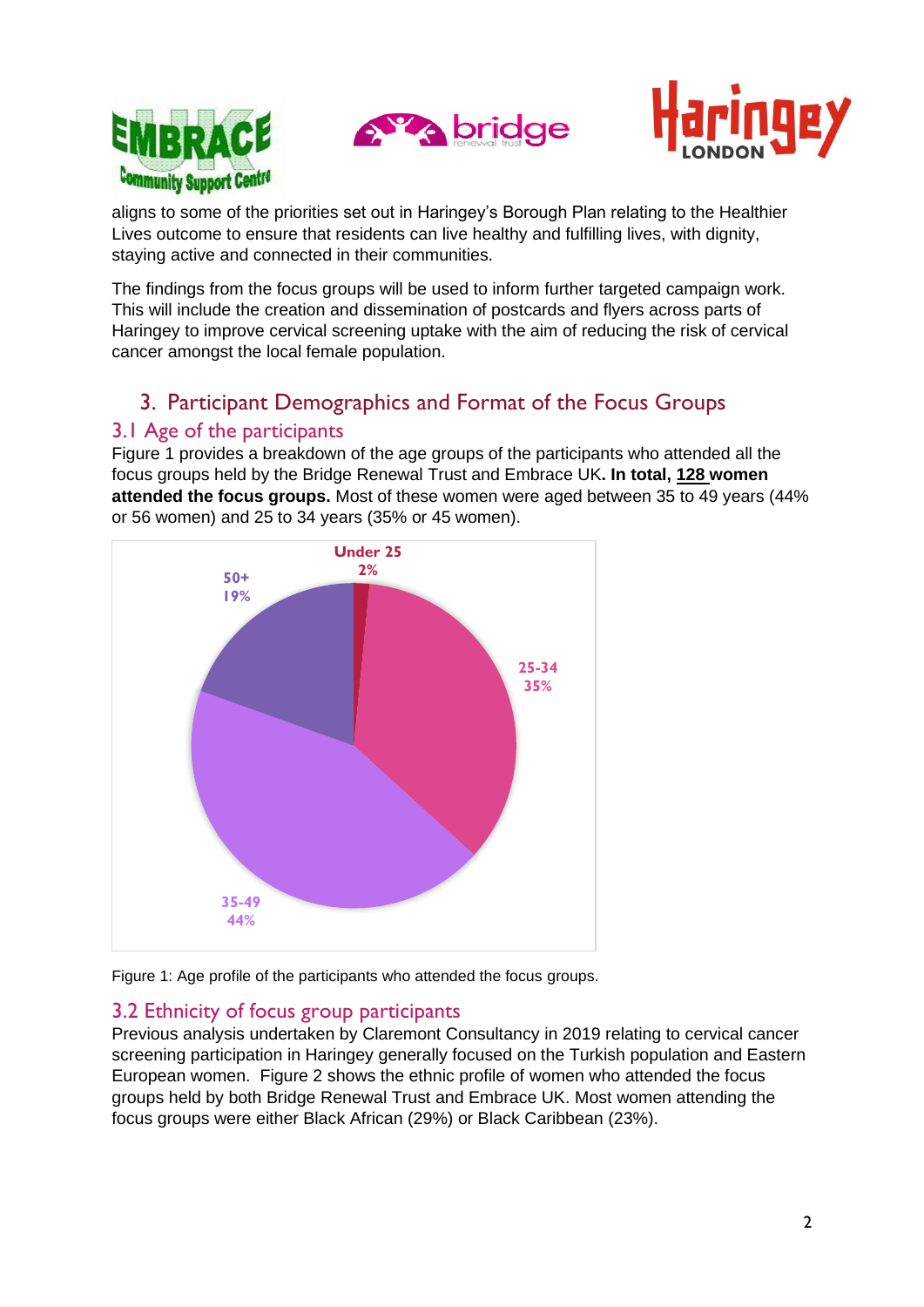aligns to some of the priorities set out in Haringey's Borough Plan relating to the Healthier Lives outcome to ensure that residents can live healthy and fulfilling lives, with dignity, staying active and connected in their communities.

The findings from the focus groups will be used to inform further targeted campaign work. This will include the creation and dissemination of postcards and flyers across parts of Haringey to improve cervical screening uptake with the aim of reducing the risk of cervical cancer amongst the local female population.

## 3. Participant Demographics and Format of the Focus Groups

### 3.1 Age of the participants

Figure 1 provides a breakdown of the age groups of the participants who attended all the focus groups held by the Bridge Renewal Trust and Embrace UK**. In total, 128 women attended the focus groups.** Most of these women were aged between 35 to 49 years (44% or 56 women) and 25 to 34 years (35% or 45 women).

| Age group | Percentage |
|---|---|
| Under 25 | 2% |
| 25-34 | 35% |
| 35-49 | 44% |
| 50+ | 19% |

Figure 1: Age profile of the participants who attended the focus groups.

### 3.2 Ethnicity of focus group participants

Previous analysis undertaken by Claremont Consultancy in 2019 relating to cervical cancer screening participation in Haringey generally focused on the Turkish population and Eastern European women. Figure 2 shows the ethnic profile of women who attended the focus groups held by both Bridge Renewal Trust and Embrace UK. Most women attending the focus groups were either Black African (29%) or Black Caribbean (23%).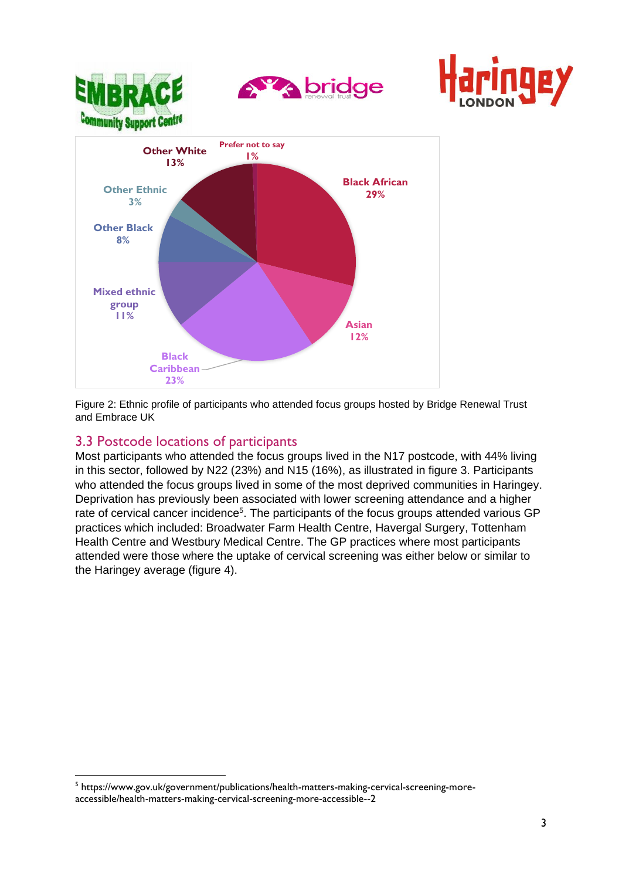Figure 2: Ethnic profile of participants who attended focus groups hosted by Bridge Renewal Trust and Embrace UK

## 3.3 Postcode locations of participants

Most participants who attended the focus groups lived in the N17 postcode, with 44% living in this sector, followed by N22 (23%) and N15 (16%), as illustrated in figure 3. Participants who attended the focus groups lived in some of the most deprived communities in Haringey. Deprivation has previously been associated with lower screening attendance and a higher rate of cervical cancer incidence[5]. The participants of the focus groups attended various GP practices which included: Broadwater Farm Health Centre, Havergal Surgery, Tottenham Health Centre and Westbury Medical Centre. The GP practices where most participants attended were those where the uptake of cervical screening was either below or similar to the Haringey average (figure 4).

[5] https://www.gov.uk/government/publications/health-matters-making-cervical-screening-more-accessible/health-matters-making-cervical-screening-more-accessible--2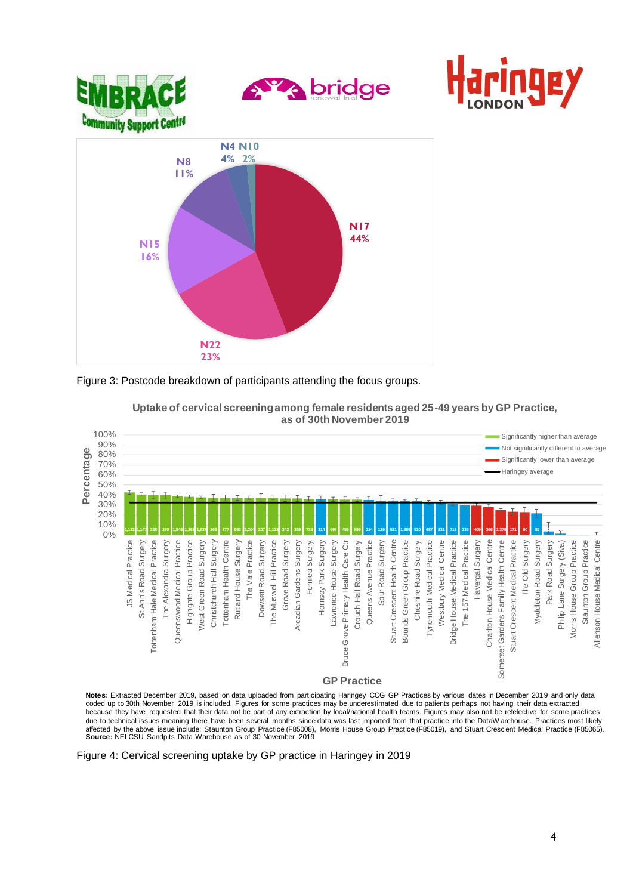Figure 3: Postcode breakdown of participants attending the focus groups.

Figure 4: Cervical screening uptake by GP practice in Haringey in 2019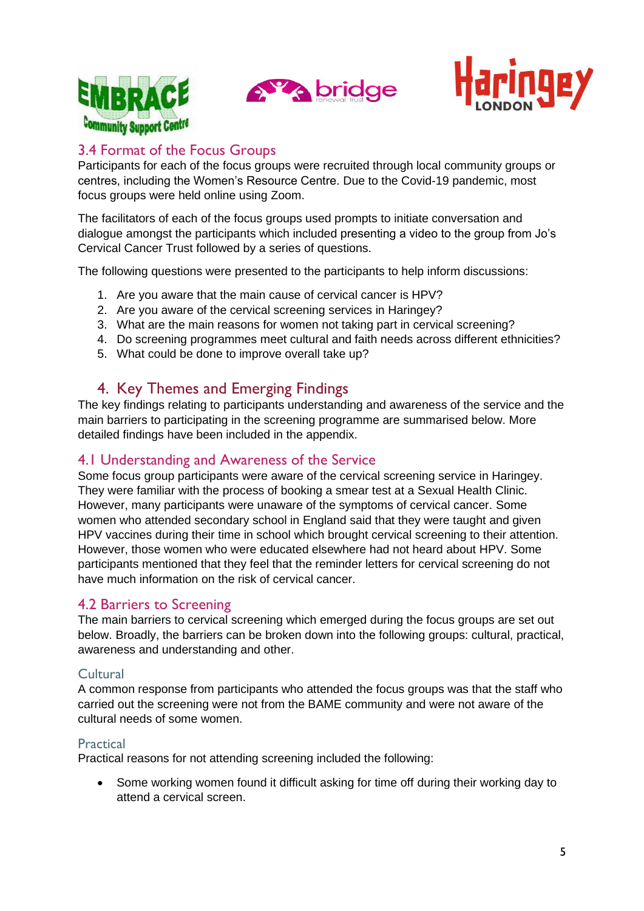### 3.4 Format of the Focus Groups

Participants for each of the focus groups were recruited through local community groups or centres, including the Women's Resource Centre. Due to the Covid-19 pandemic, most focus groups were held online using Zoom.

The facilitators of each of the focus groups used prompts to initiate conversation and dialogue amongst the participants which included presenting a video to the group from Jo's Cervical Cancer Trust followed by a series of questions.

The following questions were presented to the participants to help inform discussions:

1. Are you aware that the main cause of cervical cancer is HPV?
2. Are you aware of the cervical screening services in Haringey?
3. What are the main reasons for women not taking part in cervical screening?
4. Do screening programmes meet cultural and faith needs across different ethnicities?
5. What could be done to improve overall take up?

## 4. Key Themes and Emerging Findings

The key findings relating to participants understanding and awareness of the service and the main barriers to participating in the screening programme are summarised below. More detailed findings have been included in the appendix.

### 4.1 Understanding and Awareness of the Service

Some focus group participants were aware of the cervical screening service in Haringey. They were familiar with the process of booking a smear test at a Sexual Health Clinic. However, many participants were unaware of the symptoms of cervical cancer. Some women who attended secondary school in England said that they were taught and given HPV vaccines during their time in school which brought cervical screening to their attention. However, those women who were educated elsewhere had not heard about HPV. Some participants mentioned that they feel that the reminder letters for cervical screening do not have much information on the risk of cervical cancer.

### 4.2 Barriers to Screening

The main barriers to cervical screening which emerged during the focus groups are set out below. Broadly, the barriers can be broken down into the following groups: cultural, practical, awareness and understanding and other.

#### Cultural

A common response from participants who attended the focus groups was that the staff who carried out the screening were not from the BAME community and were not aware of the cultural needs of some women.

#### Practical

Practical reasons for not attending screening included the following:

- Some working women found it difficult asking for time off during their working day to attend a cervical screen.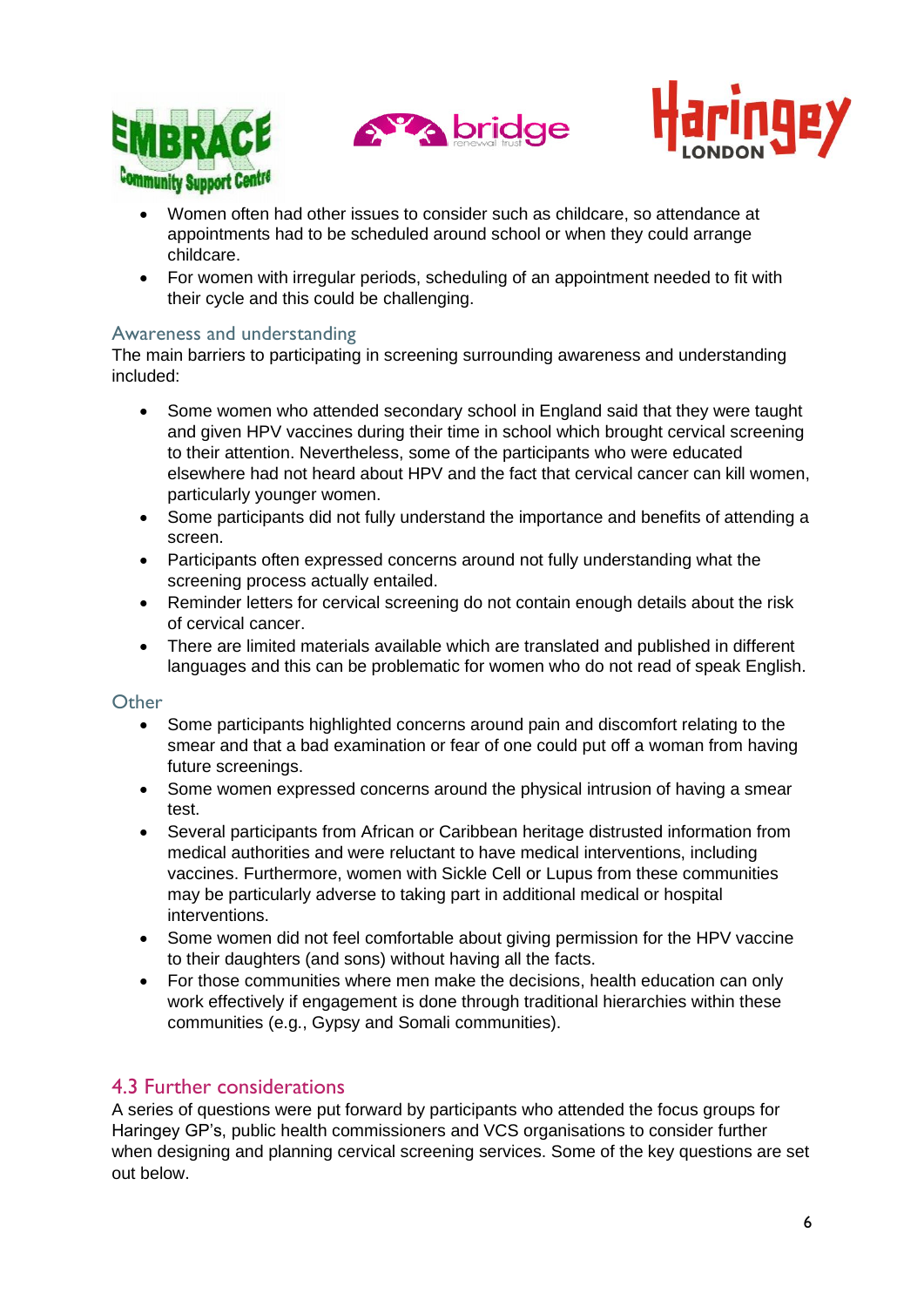- Women often had other issues to consider such as childcare, so attendance at appointments had to be scheduled around school or when they could arrange childcare.
- For women with irregular periods, scheduling of an appointment needed to fit with their cycle and this could be challenging.

### Awareness and understanding

The main barriers to participating in screening surrounding awareness and understanding included:

- Some women who attended secondary school in England said that they were taught and given HPV vaccines during their time in school which brought cervical screening to their attention. Nevertheless, some of the participants who were educated elsewhere had not heard about HPV and the fact that cervical cancer can kill women, particularly younger women.
- Some participants did not fully understand the importance and benefits of attending a screen.
- Participants often expressed concerns around not fully understanding what the screening process actually entailed.
- Reminder letters for cervical screening do not contain enough details about the risk of cervical cancer.
- There are limited materials available which are translated and published in different languages and this can be problematic for women who do not read of speak English.

### Other

- Some participants highlighted concerns around pain and discomfort relating to the smear and that a bad examination or fear of one could put off a woman from having future screenings.
- Some women expressed concerns around the physical intrusion of having a smear test.
- Several participants from African or Caribbean heritage distrusted information from medical authorities and were reluctant to have medical interventions, including vaccines. Furthermore, women with Sickle Cell or Lupus from these communities may be particularly adverse to taking part in additional medical or hospital interventions.
- Some women did not feel comfortable about giving permission for the HPV vaccine to their daughters (and sons) without having all the facts.
- For those communities where men make the decisions, health education can only work effectively if engagement is done through traditional hierarchies within these communities (e.g., Gypsy and Somali communities).

## 4.3 Further considerations

A series of questions were put forward by participants who attended the focus groups for Haringey GP's, public health commissioners and VCS organisations to consider further when designing and planning cervical screening services. Some of the key questions are set out below.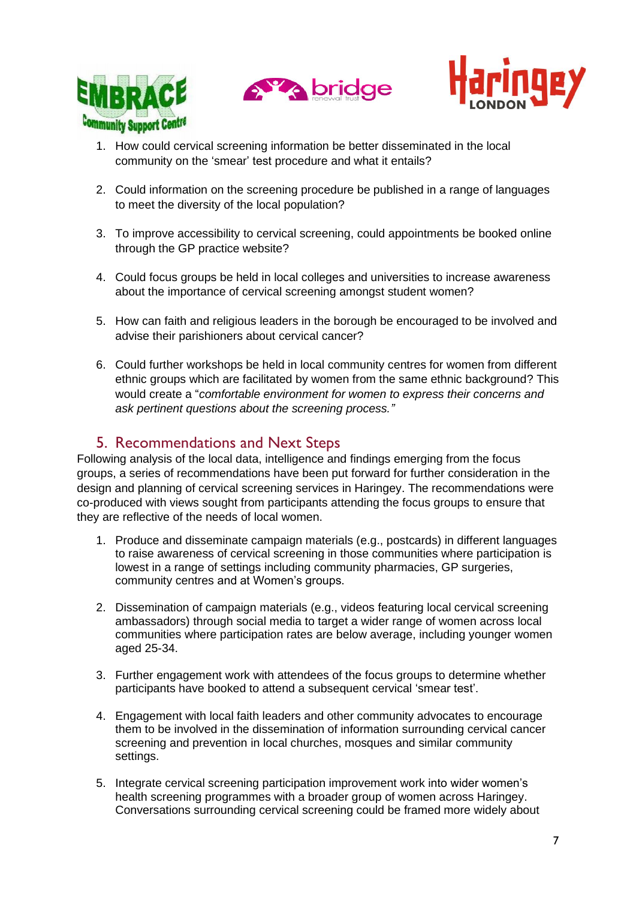1. How could cervical screening information be better disseminated in the local community on the 'smear' test procedure and what it entails?

2. Could information on the screening procedure be published in a range of languages to meet the diversity of the local population?

3. To improve accessibility to cervical screening, could appointments be booked online through the GP practice website?

4. Could focus groups be held in local colleges and universities to increase awareness about the importance of cervical screening amongst student women?

5. How can faith and religious leaders in the borough be encouraged to be involved and advise their parishioners about cervical cancer?

6. Could further workshops be held in local community centres for women from different ethnic groups which are facilitated by women from the same ethnic background? This would create a "*comfortable environment for women to express their concerns and ask pertinent questions about the screening process.*"

## 5. Recommendations and Next Steps

Following analysis of the local data, intelligence and findings emerging from the focus groups, a series of recommendations have been put forward for further consideration in the design and planning of cervical screening services in Haringey. The recommendations were co-produced with views sought from participants attending the focus groups to ensure that they are reflective of the needs of local women.

1. Produce and disseminate campaign materials (e.g., postcards) in different languages to raise awareness of cervical screening in those communities where participation is lowest in a range of settings including community pharmacies, GP surgeries, community centres and at Women's groups.

2. Dissemination of campaign materials (e.g., videos featuring local cervical screening ambassadors) through social media to target a wider range of women across local communities where participation rates are below average, including younger women aged 25-34.

3. Further engagement work with attendees of the focus groups to determine whether participants have booked to attend a subsequent cervical 'smear test'.

4. Engagement with local faith leaders and other community advocates to encourage them to be involved in the dissemination of information surrounding cervical cancer screening and prevention in local churches, mosques and similar community settings.

5. Integrate cervical screening participation improvement work into wider women's health screening programmes with a broader group of women across Haringey. Conversations surrounding cervical screening could be framed more widely about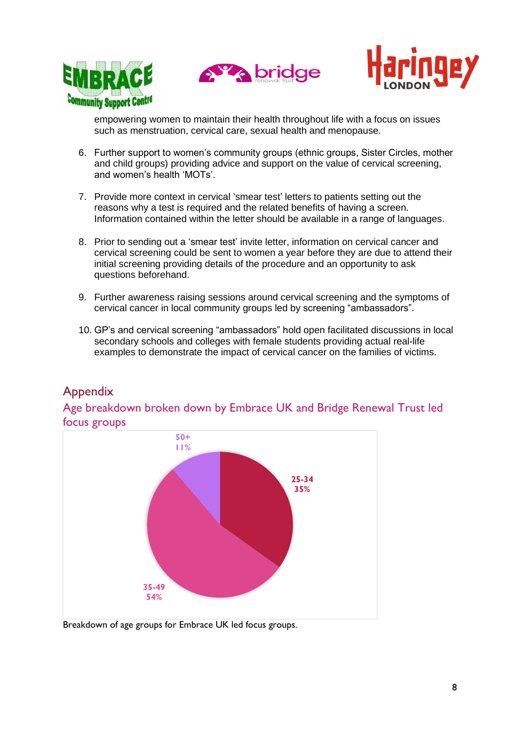empowering women to maintain their health throughout life with a focus on issues such as menstruation, cervical care, sexual health and menopause.

6. Further support to women's community groups (ethnic groups, Sister Circles, mother and child groups) providing advice and support on the value of cervical screening, and women's health 'MOTs'.

7. Provide more context in cervical 'smear test' letters to patients setting out the reasons why a test is required and the related benefits of having a screen. Information contained within the letter should be available in a range of languages.

8. Prior to sending out a 'smear test' invite letter, information on cervical cancer and cervical screening could be sent to women a year before they are due to attend their initial screening providing details of the procedure and an opportunity to ask questions beforehand.

9. Further awareness raising sessions around cervical screening and the symptoms of cervical cancer in local community groups led by screening "ambassadors".

10. GP's and cervical screening "ambassadors" hold open facilitated discussions in local secondary schools and colleges with female students providing actual real-life examples to demonstrate the impact of cervical cancer on the families of victims.

# Appendix

## Age breakdown broken down by Embrace UK and Bridge Renewal Trust led focus groups

| Age group | Percentage |
|---|---|
| 25-34 | 35% |
| 35-49 | 54% |
| 50+ | 11% |

Breakdown of age groups for Embrace UK led focus groups.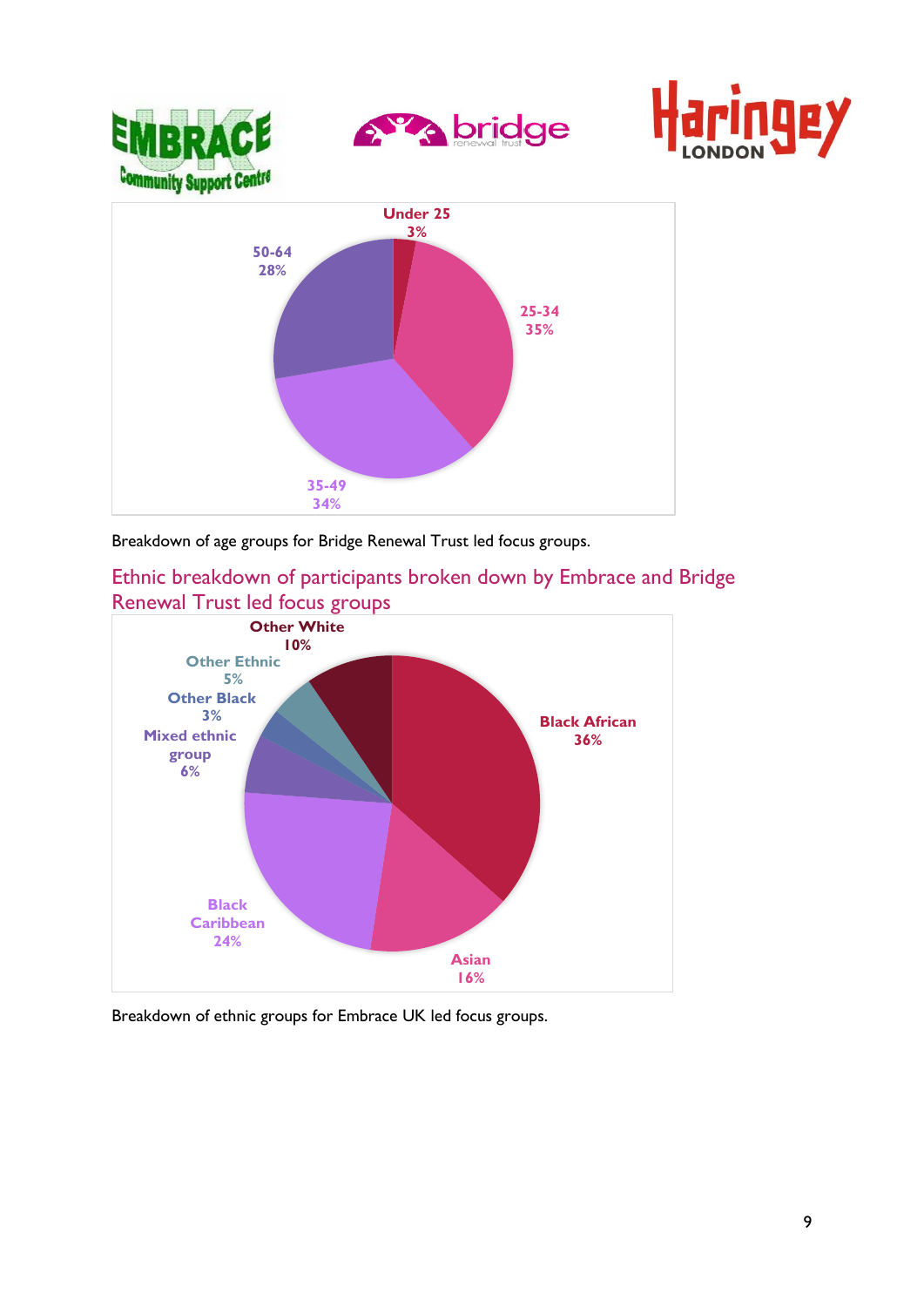Under 25
3%

25-34
35%

35-49
34%

50-64
28%

Breakdown of age groups for Bridge Renewal Trust led focus groups.

## Ethnic breakdown of participants broken down by Embrace and Bridge Renewal Trust led focus groups

Other White
10%

Other Ethnic
5%

Other Black
3%

Mixed ethnic group
6%

Black African
36%

Black Caribbean
24%

Asian
16%

Breakdown of ethnic groups for Embrace UK led focus groups.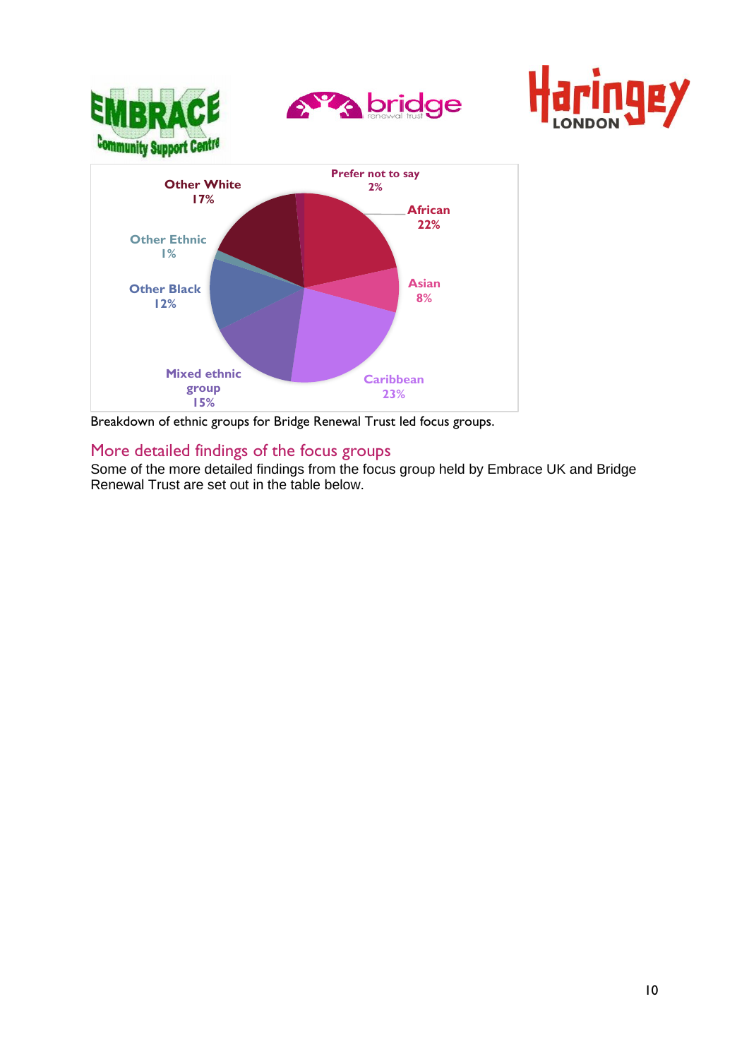Prefer not to say 2%

African 22%

Asian 8%

Caribbean 23%

Mixed ethnic group 15%

Other Black 12%

Other Ethnic 1%

Other White 17%

Breakdown of ethnic groups for Bridge Renewal Trust led focus groups.

## More detailed findings of the focus groups

Some of the more detailed findings from the focus group held by Embrace UK and Bridge Renewal Trust are set out in the table below.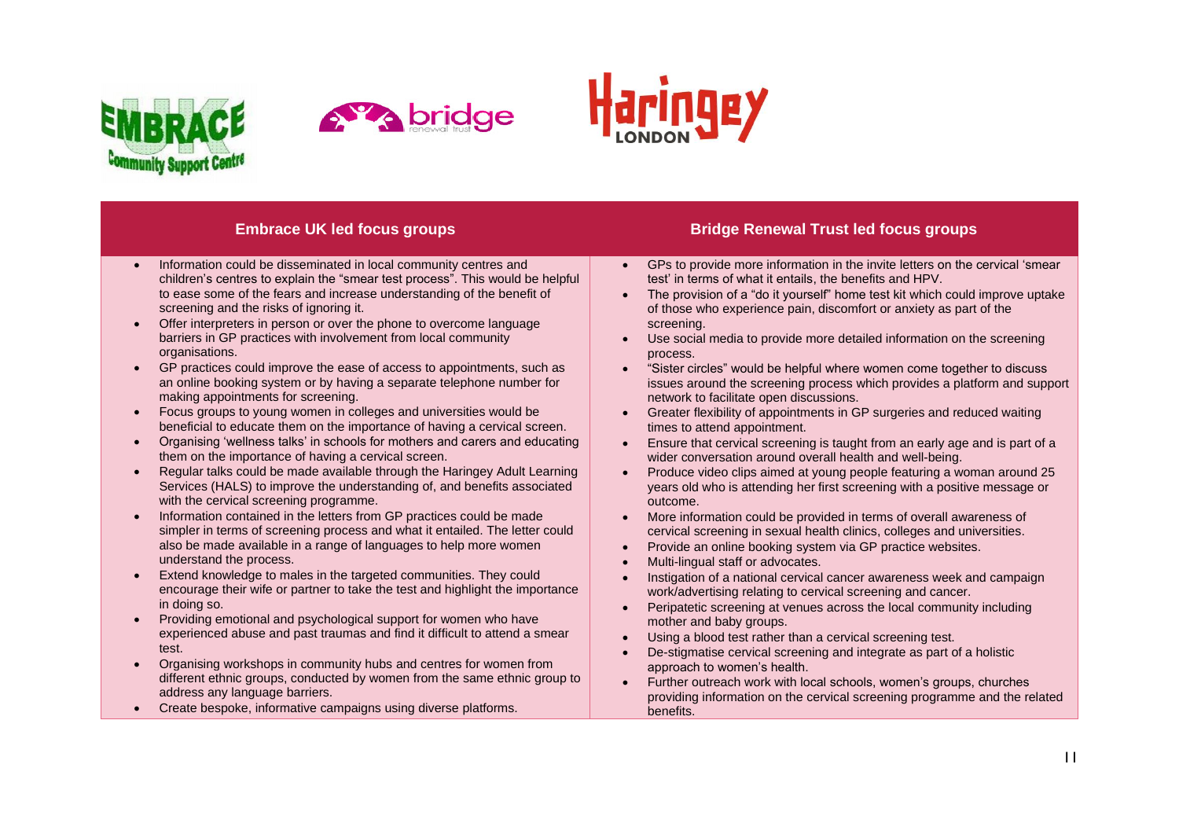| Embrace UK led focus groups | Bridge Renewal Trust led focus groups |
|---|---|
| • Information could be disseminated in local community centres and children's centres to explain the "smear test process". This would be helpful to ease some of the fears and increase understanding of the benefit of screening and the risks of ignoring it.<br>• Offer interpreters in person or over the phone to overcome language barriers in GP practices with involvement from local community organisations.<br>• GP practices could improve the ease of access to appointments, such as an online booking system or by having a separate telephone number for making appointments for screening.<br>• Focus groups to young women in colleges and universities would be beneficial to educate them on the importance of having a cervical screen.<br>• Organising 'wellness talks' in schools for mothers and carers and educating them on the importance of having a cervical screen.<br>• Regular talks could be made available through the Haringey Adult Learning Services (HALS) to improve the understanding of, and benefits associated with the cervical screening programme.<br>• Information contained in the letters from GP practices could be made simpler in terms of screening process and what it entailed. The letter could also be made available in a range of languages to help more women understand the process.<br>• Extend knowledge to males in the targeted communities. They could encourage their wife or partner to take the test and highlight the importance in doing so.<br>• Providing emotional and psychological support for women who have experienced abuse and past traumas and find it difficult to attend a smear test.<br>• Organising workshops in community hubs and centres for women from different ethnic groups, conducted by women from the same ethnic group to address any language barriers.<br>• Create bespoke, informative campaigns using diverse platforms. | • GPs to provide more information in the invite letters on the cervical 'smear test' in terms of what it entails, the benefits and HPV.<br>• The provision of a "do it yourself" home test kit which could improve uptake of those who experience pain, discomfort or anxiety as part of the screening.<br>• Use social media to provide more detailed information on the screening process.<br>• "Sister circles" would be helpful where women come together to discuss issues around the screening process which provides a platform and support network to facilitate open discussions.<br>• Greater flexibility of appointments in GP surgeries and reduced waiting times to attend appointment.<br>• Ensure that cervical screening is taught from an early age and is part of a wider conversation around overall health and well-being.<br>• Produce video clips aimed at young people featuring a woman around 25 years old who is attending her first screening with a positive message or outcome.<br>• More information could be provided in terms of overall awareness of cervical screening in sexual health clinics, colleges and universities.<br>• Provide an online booking system via GP practice websites.<br>• Multi-lingual staff or advocates.<br>• Instigation of a national cervical cancer awareness week and campaign work/advertising relating to cervical screening and cancer.<br>• Peripatetic screening at venues across the local community including mother and baby groups.<br>• Using a blood test rather than a cervical screening test.<br>• De-stigmatise cervical screening and integrate as part of a holistic approach to women's health.<br>• Further outreach work with local schools, women's groups, churches providing information on the cervical screening programme and the related benefits. |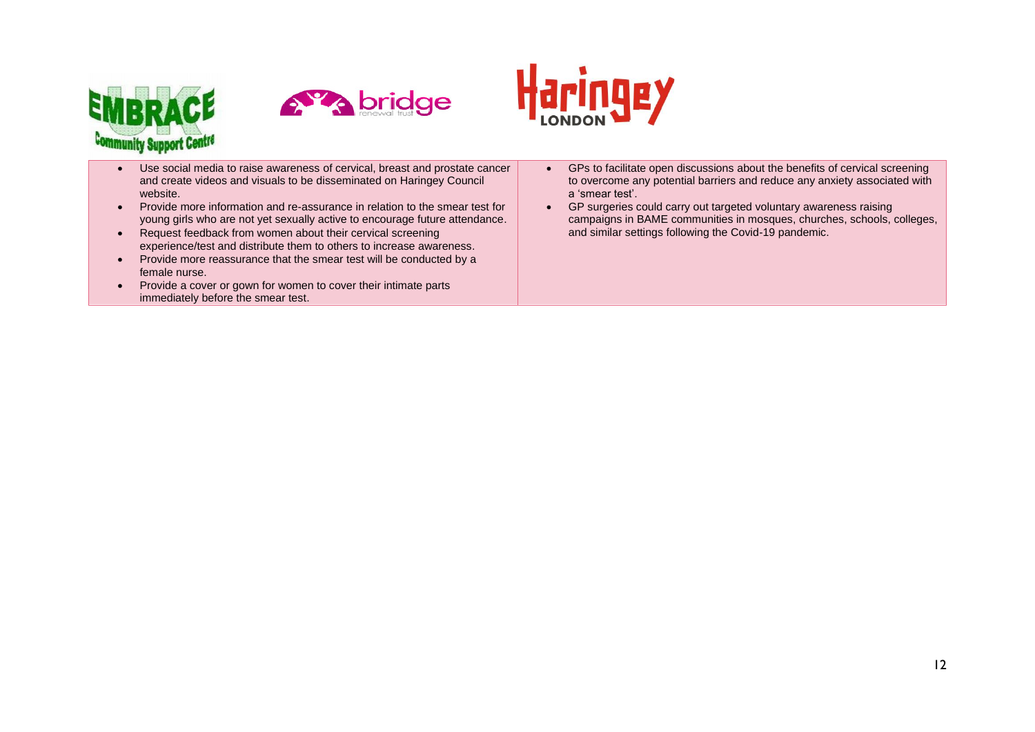| | |
|---|---|
| • Use social media to raise awareness of cervical, breast and prostate cancer and create videos and visuals to be disseminated on Haringey Council website.<br>• Provide more information and re-assurance in relation to the smear test for young girls who are not yet sexually active to encourage future attendance.<br>• Request feedback from women about their cervical screening experience/test and distribute them to others to increase awareness.<br>• Provide more reassurance that the smear test will be conducted by a female nurse.<br>• Provide a cover or gown for women to cover their intimate parts immediately before the smear test. | • GPs to facilitate open discussions about the benefits of cervical screening to overcome any potential barriers and reduce any anxiety associated with a 'smear test'.<br>• GP surgeries could carry out targeted voluntary awareness raising campaigns in BAME communities in mosques, churches, schools, colleges, and similar settings following the Covid-19 pandemic. |